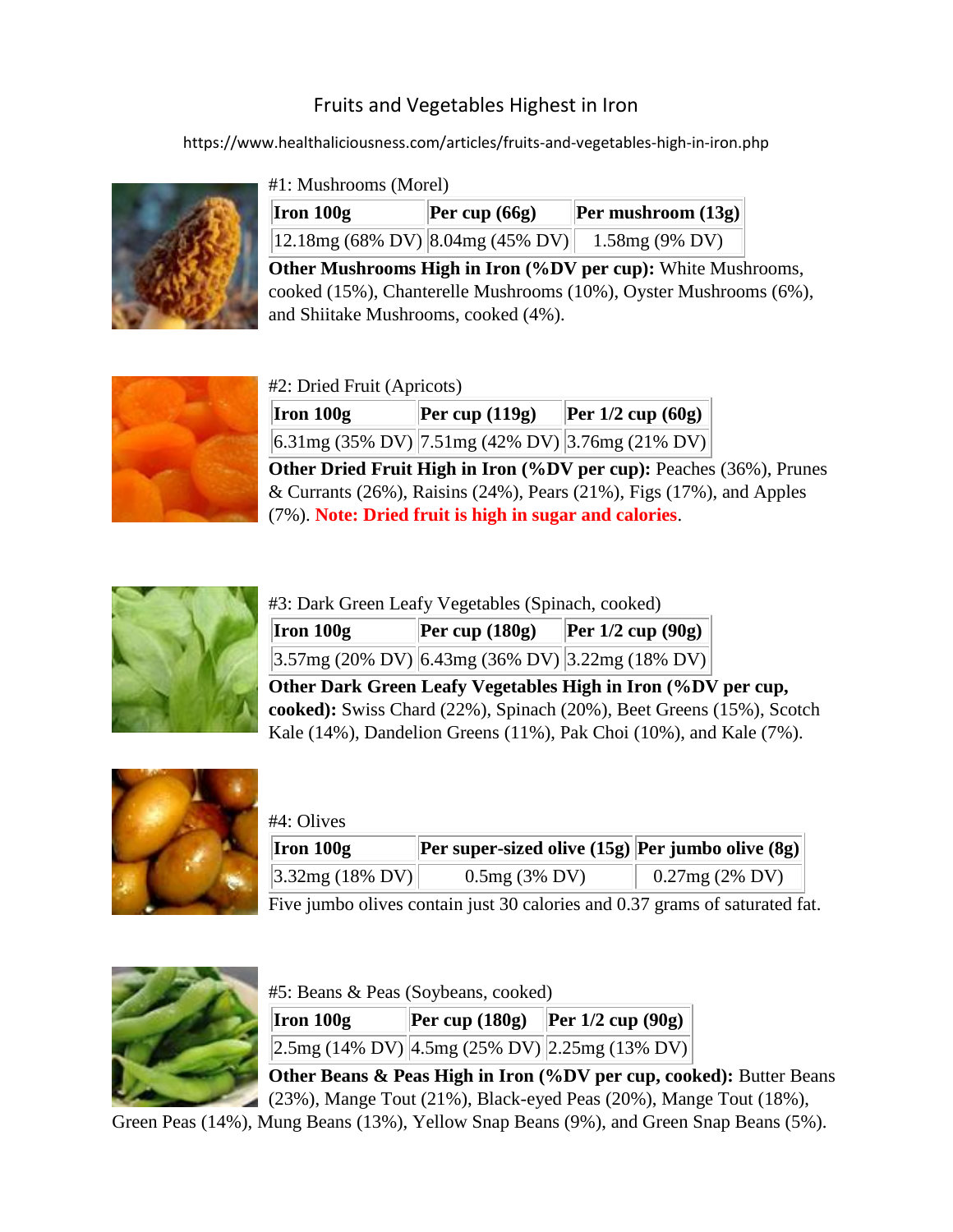# Fruits and Vegetables Highest in Iron

https://www.healthaliciousness.com/articles/fruits-and-vegetables-high-in-iron.php

## #1: Mushrooms (Morel)

| Iron 100g | Per cup (66g) | Per mushroom (13g) |
|---|---|---|
| 12.18mg (68% DV) | 8.04mg (45% DV) | 1.58mg (9% DV) |

**Other Mushrooms High in Iron (%DV per cup):** White Mushrooms, cooked (15%), Chanterelle Mushrooms (10%), Oyster Mushrooms (6%), and Shiitake Mushrooms, cooked (4%).

## #2: Dried Fruit (Apricots)

| Iron 100g | Per cup (119g) | Per 1/2 cup (60g) |
|---|---|---|
| 6.31mg (35% DV) | 7.51mg (42% DV) | 3.76mg (21% DV) |

**Other Dried Fruit High in Iron (%DV per cup):** Peaches (36%), Prunes & Currants (26%), Raisins (24%), Pears (21%), Figs (17%), and Apples (7%). **Note: Dried fruit is high in sugar and calories**.

## #3: Dark Green Leafy Vegetables (Spinach, cooked)

| Iron 100g | Per cup (180g) | Per 1/2 cup (90g) |
|---|---|---|
| 3.57mg (20% DV) | 6.43mg (36% DV) | 3.22mg (18% DV) |

**Other Dark Green Leafy Vegetables High in Iron (%DV per cup, cooked):** Swiss Chard (22%), Spinach (20%), Beet Greens (15%), Scotch Kale (14%), Dandelion Greens (11%), Pak Choi (10%), and Kale (7%).

## #4: Olives

| Iron 100g | Per super-sized olive (15g) | Per jumbo olive (8g) |
|---|---|---|
| 3.32mg (18% DV) | 0.5mg (3% DV) | 0.27mg (2% DV) |

Five jumbo olives contain just 30 calories and 0.37 grams of saturated fat.

## #5: Beans & Peas (Soybeans, cooked)

| Iron 100g | Per cup (180g) | Per 1/2 cup (90g) |
|---|---|---|
| 2.5mg (14% DV) | 4.5mg (25% DV) | 2.25mg (13% DV) |

**Other Beans & Peas High in Iron (%DV per cup, cooked):** Butter Beans (23%), Mange Tout (21%), Black-eyed Peas (20%), Mange Tout (18%), Green Peas (14%), Mung Beans (13%), Yellow Snap Beans (9%), and Green Snap Beans (5%).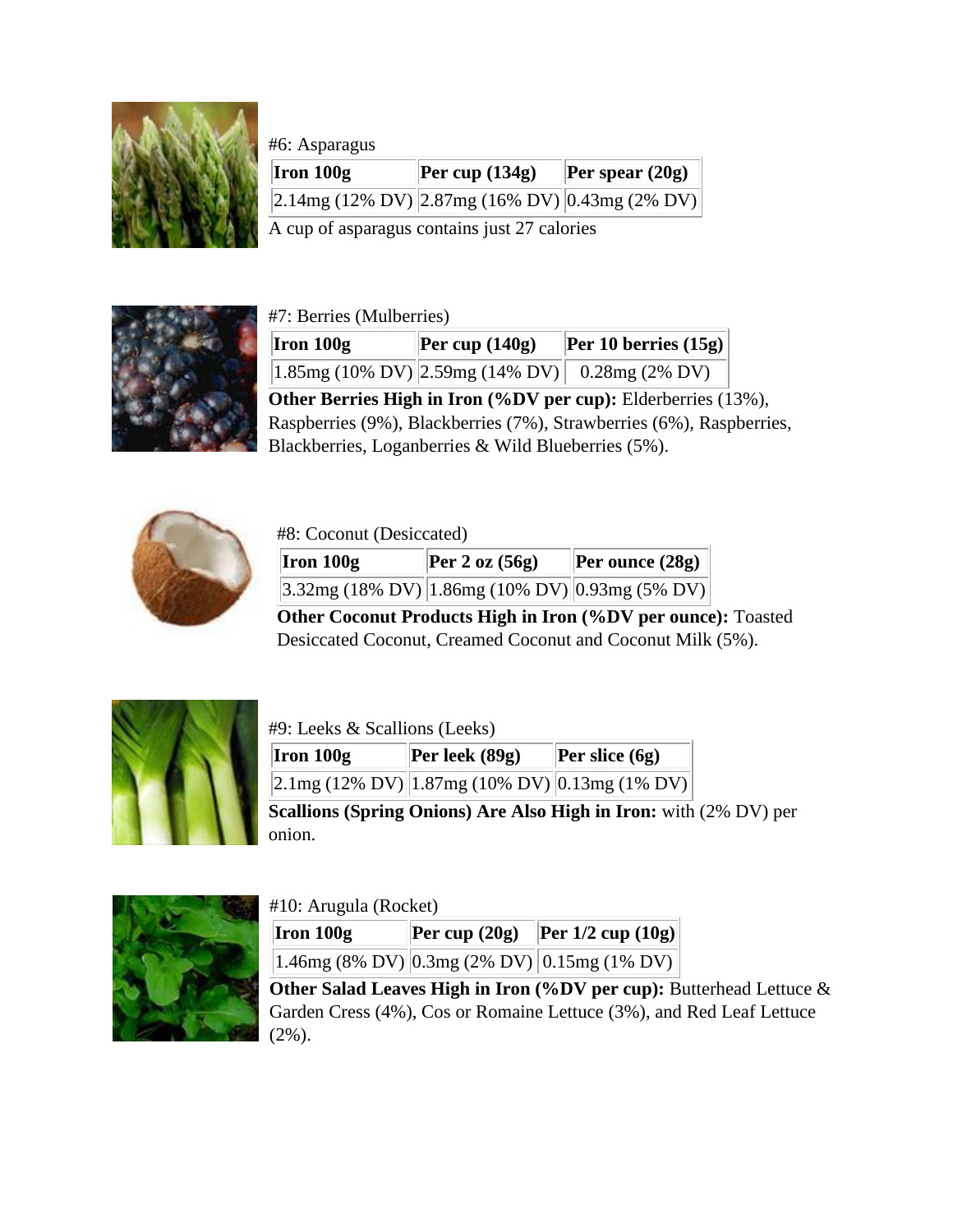#6: Asparagus

| Iron 100g | Per cup (134g) | Per spear (20g) |
|---|---|---|
| 2.14mg (12% DV) | 2.87mg (16% DV) | 0.43mg (2% DV) |

A cup of asparagus contains just 27 calories

#7: Berries (Mulberries)

| Iron 100g | Per cup (140g) | Per 10 berries (15g) |
|---|---|---|
| 1.85mg (10% DV) | 2.59mg (14% DV) | 0.28mg (2% DV) |

**Other Berries High in Iron (%DV per cup):** Elderberries (13%), Raspberries (9%), Blackberries (7%), Strawberries (6%), Raspberries, Blackberries, Loganberries & Wild Blueberries (5%).

#8: Coconut (Desiccated)

| Iron 100g | Per 2 oz (56g) | Per ounce (28g) |
|---|---|---|
| 3.32mg (18% DV) | 1.86mg (10% DV) | 0.93mg (5% DV) |

**Other Coconut Products High in Iron (%DV per ounce):** Toasted Desiccated Coconut, Creamed Coconut and Coconut Milk (5%).

#9: Leeks & Scallions (Leeks)

| Iron 100g | Per leek (89g) | Per slice (6g) |
|---|---|---|
| 2.1mg (12% DV) | 1.87mg (10% DV) | 0.13mg (1% DV) |

**Scallions (Spring Onions) Are Also High in Iron:** with (2% DV) per onion.

#10: Arugula (Rocket)

| Iron 100g | Per cup (20g) | Per 1/2 cup (10g) |
|---|---|---|
| 1.46mg (8% DV) | 0.3mg (2% DV) | 0.15mg (1% DV) |

**Other Salad Leaves High in Iron (%DV per cup):** Butterhead Lettuce & Garden Cress (4%), Cos or Romaine Lettuce (3%), and Red Leaf Lettuce (2%).